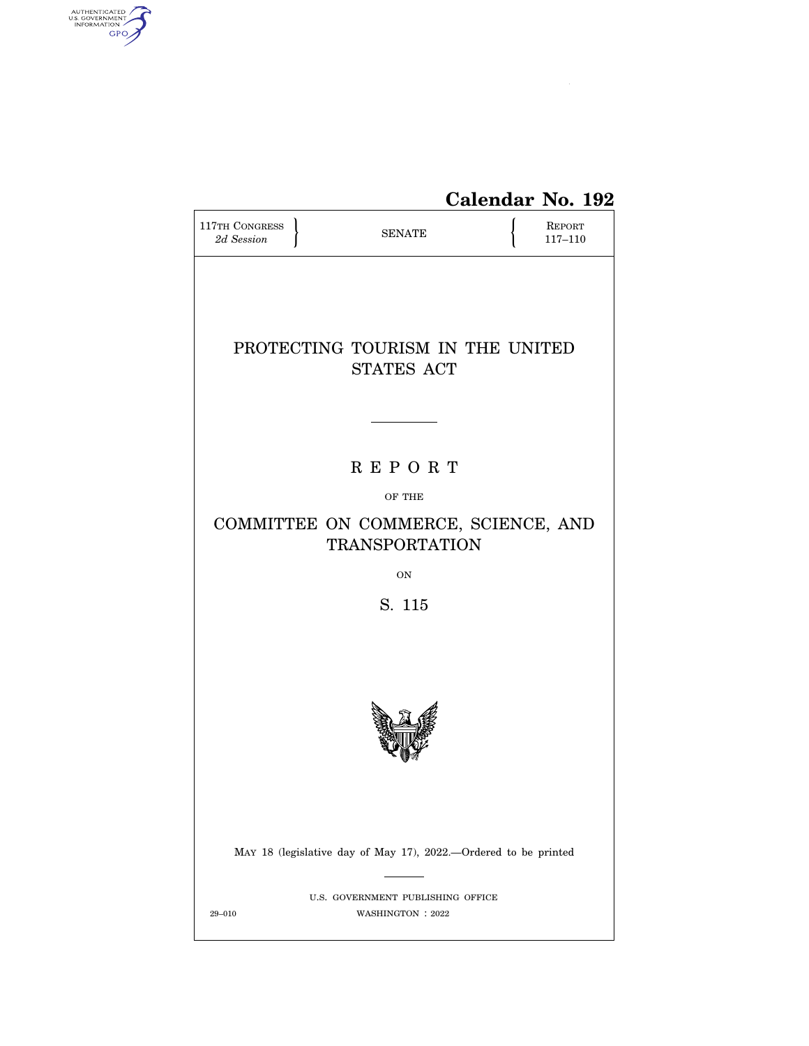**Calendar No. 192**

| 117TH CONGRESS *2d Session* | SENATE | REPORT 117–110 |
|---|---|---|

# PROTECTING TOURISM IN THE UNITED STATES ACT

---

## R E P O R T

OF THE

## COMMITTEE ON COMMERCE, SCIENCE, AND TRANSPORTATION

ON

## S. 115

MAY 18 (legislative day of May 17), 2022.—Ordered to be printed

---

U.S. GOVERNMENT PUBLISHING OFFICE

29–010 WASHINGTON : 2022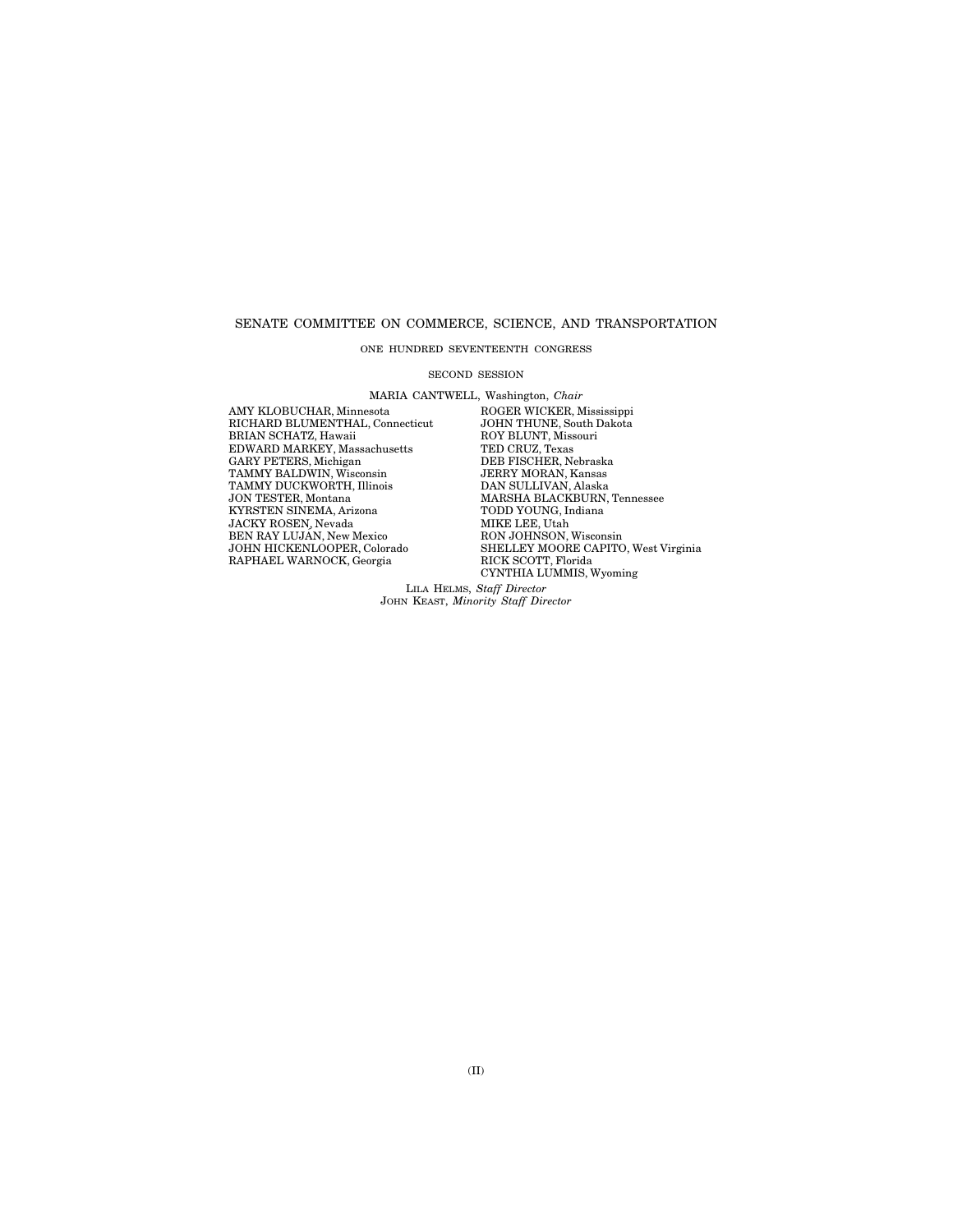SENATE COMMITTEE ON COMMERCE, SCIENCE, AND TRANSPORTATION

ONE HUNDRED SEVENTEENTH CONGRESS

SECOND SESSION

MARIA CANTWELL, Washington, *Chair*

| | |
|---|---|
| AMY KLOBUCHAR, Minnesota | ROGER WICKER, Mississippi |
| RICHARD BLUMENTHAL, Connecticut | JOHN THUNE, South Dakota |
| BRIAN SCHATZ, Hawaii | ROY BLUNT, Missouri |
| EDWARD MARKEY, Massachusetts | TED CRUZ, Texas |
| GARY PETERS, Michigan | DEB FISCHER, Nebraska |
| TAMMY BALDWIN, Wisconsin | JERRY MORAN, Kansas |
| TAMMY DUCKWORTH, Illinois | DAN SULLIVAN, Alaska |
| JON TESTER, Montana | MARSHA BLACKBURN, Tennessee |
| KYRSTEN SINEMA, Arizona | TODD YOUNG, Indiana |
| JACKY ROSEN, Nevada | MIKE LEE, Utah |
| BEN RAY LUJÁN, New Mexico | RON JOHNSON, Wisconsin |
| JOHN HICKENLOOPER, Colorado | SHELLEY MOORE CAPITO, West Virginia |
| RAPHAEL WARNOCK, Georgia | RICK SCOTT, Florida |
| | CYNTHIA LUMMIS, Wyoming |

LILA HELMS, *Staff Director*
JOHN KEAST, *Minority Staff Director*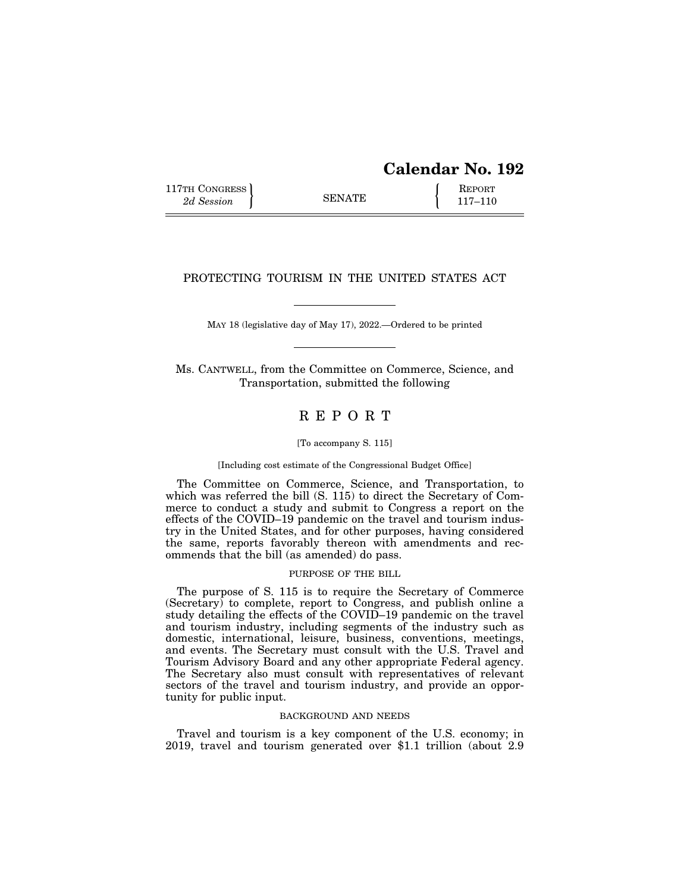# Calendar No. 192

117TH CONGRESS
*2d Session*

SENATE

REPORT
117–110

## PROTECTING TOURISM IN THE UNITED STATES ACT

MAY 18 (legislative day of May 17), 2022.—Ordered to be printed

Ms. CANTWELL, from the Committee on Commerce, Science, and Transportation, submitted the following

## R E P O R T

[To accompany S. 115]

[Including cost estimate of the Congressional Budget Office]

The Committee on Commerce, Science, and Transportation, to which was referred the bill (S. 115) to direct the Secretary of Commerce to conduct a study and submit to Congress a report on the effects of the COVID–19 pandemic on the travel and tourism industry in the United States, and for other purposes, having considered the same, reports favorably thereon with amendments and recommends that the bill (as amended) do pass.

### PURPOSE OF THE BILL

The purpose of S. 115 is to require the Secretary of Commerce (Secretary) to complete, report to Congress, and publish online a study detailing the effects of the COVID–19 pandemic on the travel and tourism industry, including segments of the industry such as domestic, international, leisure, business, conventions, meetings, and events. The Secretary must consult with the U.S. Travel and Tourism Advisory Board and any other appropriate Federal agency. The Secretary also must consult with representatives of relevant sectors of the travel and tourism industry, and provide an opportunity for public input.

### BACKGROUND AND NEEDS

Travel and tourism is a key component of the U.S. economy; in 2019, travel and tourism generated over $1.1 trillion (about 2.9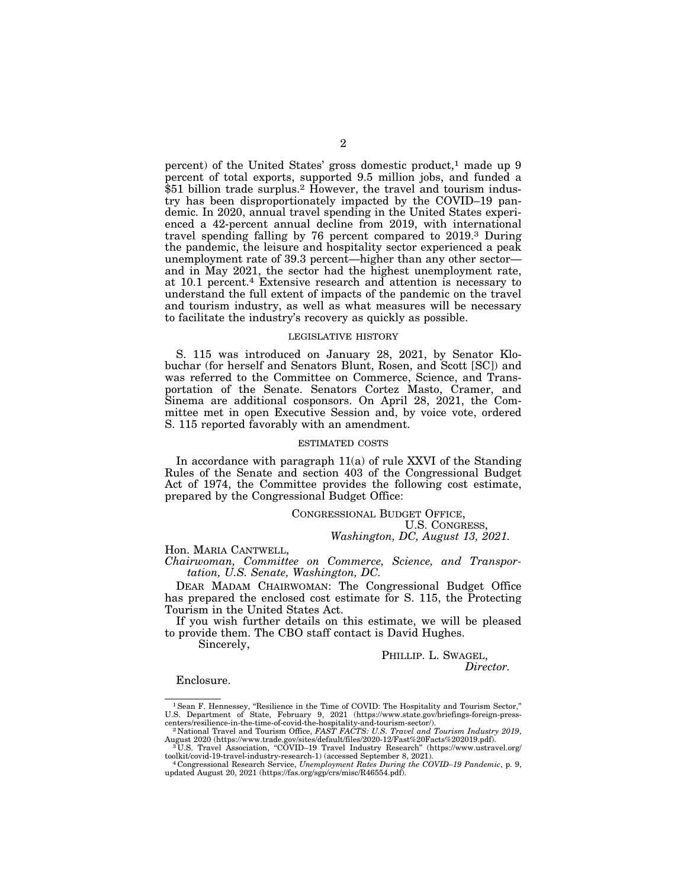percent) of the United States' gross domestic product,[1] made up 9 percent of total exports, supported 9.5 million jobs, and funded a $51 billion trade surplus.[2] However, the travel and tourism industry has been disproportionately impacted by the COVID–19 pandemic. In 2020, annual travel spending in the United States experienced a 42-percent annual decline from 2019, with international travel spending falling by 76 percent compared to 2019.[3] During the pandemic, the leisure and hospitality sector experienced a peak unemployment rate of 39.3 percent—higher than any other sector—and in May 2021, the sector had the highest unemployment rate, at 10.1 percent.[4] Extensive research and attention is necessary to understand the full extent of impacts of the pandemic on the travel and tourism industry, as well as what measures will be necessary to facilitate the industry's recovery as quickly as possible.

## LEGISLATIVE HISTORY

S. 115 was introduced on January 28, 2021, by Senator Klobuchar (for herself and Senators Blunt, Rosen, and Scott [SC]) and was referred to the Committee on Commerce, Science, and Transportation of the Senate. Senators Cortez Masto, Cramer, and Sinema are additional cosponsors. On April 28, 2021, the Committee met in open Executive Session and, by voice vote, ordered S. 115 reported favorably with an amendment.

## ESTIMATED COSTS

In accordance with paragraph 11(a) of rule XXVI of the Standing Rules of the Senate and section 403 of the Congressional Budget Act of 1974, the Committee provides the following cost estimate, prepared by the Congressional Budget Office:

CONGRESSIONAL BUDGET OFFICE,
U.S. CONGRESS,
*Washington, DC, August 13, 2021.*

Hon. MARIA CANTWELL,
*Chairwoman, Committee on Commerce, Science, and Transportation, U.S. Senate, Washington, DC.*

DEAR MADAM CHAIRWOMAN: The Congressional Budget Office has prepared the enclosed cost estimate for S. 115, the Protecting Tourism in the United States Act.

If you wish further details on this estimate, we will be pleased to provide them. The CBO staff contact is David Hughes.

Sincerely,

PHILLIP. L. SWAGEL,
*Director.*

Enclosure.

---

[1] Sean F. Hennessey, "Resilience in the Time of COVID: The Hospitality and Tourism Sector," U.S. Department of State, February 9, 2021 (https://www.state.gov/briefings-foreign-press-centers/resilience-in-the-time-of-covid-the-hospitality-and-tourism-sector/).

[2] National Travel and Tourism Office, *FAST FACTS: U.S. Travel and Tourism Industry 2019*, August 2020 (https://www.trade.gov/sites/default/files/2020-12/Fast%20Facts%202019.pdf).

[3] U.S. Travel Association, "COVID–19 Travel Industry Research" (https://www.ustravel.org/toolkit/covid-19-travel-industry-research-1) (accessed September 8, 2021).

[4] Congressional Research Service, *Unemployment Rates During the COVID–19 Pandemic*, p. 9, updated August 20, 2021 (https://fas.org/sgp/crs/misc/R46554.pdf).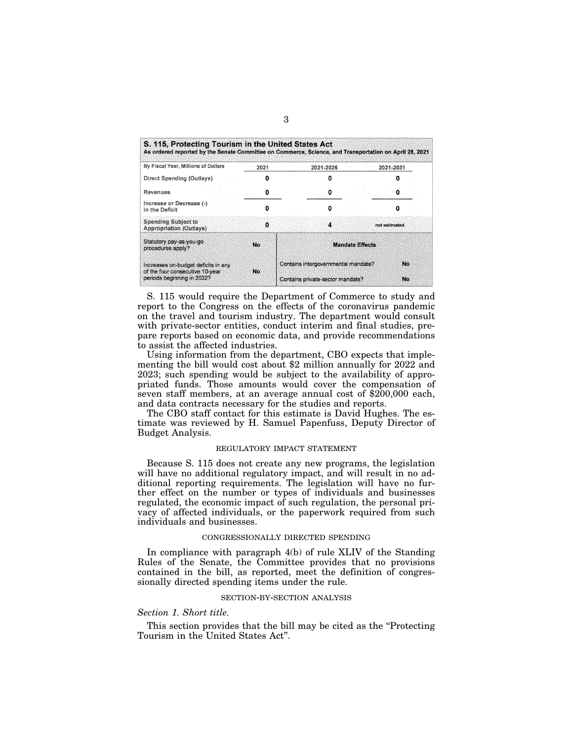**S. 115, Protecting Tourism in the United States Act**
As ordered reported by the Senate Committee on Commerce, Science, and Transportation on April 28, 2021

| By Fiscal Year, Millions of Dollars | 2021 | 2021-2026 | 2021-2031 |
|---|---|---|---|
| Direct Spending (Outlays) | 0 | 0 | 0 |
| Revenues | 0 | 0 | 0 |
| Increase or Decrease (-) in the Deficit | 0 | 0 | 0 |
| Spending Subject to Appropriation (Outlays) | 0 | 4 | not estimated |
| Statutory pay-as-you-go procedures apply? | No | **Mandate Effects** | |
| Increases on-budget deficits in any of the four consecutive 10-year periods beginning in 2032? | No | Contains intergovernmental mandate? | No |
| | | Contains private-sector mandate? | No |

S. 115 would require the Department of Commerce to study and report to the Congress on the effects of the coronavirus pandemic on the travel and tourism industry. The department would consult with private-sector entities, conduct interim and final studies, prepare reports based on economic data, and provide recommendations to assist the affected industries.

Using information from the department, CBO expects that implementing the bill would cost about $2 million annually for 2022 and 2023; such spending would be subject to the availability of appropriated funds. Those amounts would cover the compensation of seven staff members, at an average annual cost of $200,000 each, and data contracts necessary for the studies and reports.

The CBO staff contact for this estimate is David Hughes. The estimate was reviewed by H. Samuel Papenfuss, Deputy Director of Budget Analysis.

## REGULATORY IMPACT STATEMENT

Because S. 115 does not create any new programs, the legislation will have no additional regulatory impact, and will result in no additional reporting requirements. The legislation will have no further effect on the number or types of individuals and businesses regulated, the economic impact of such regulation, the personal privacy of affected individuals, or the paperwork required from such individuals and businesses.

## CONGRESSIONALLY DIRECTED SPENDING

In compliance with paragraph 4(b) of rule XLIV of the Standing Rules of the Senate, the Committee provides that no provisions contained in the bill, as reported, meet the definition of congressionally directed spending items under the rule.

## SECTION-BY-SECTION ANALYSIS

*Section 1. Short title.*

This section provides that the bill may be cited as the "Protecting Tourism in the United States Act".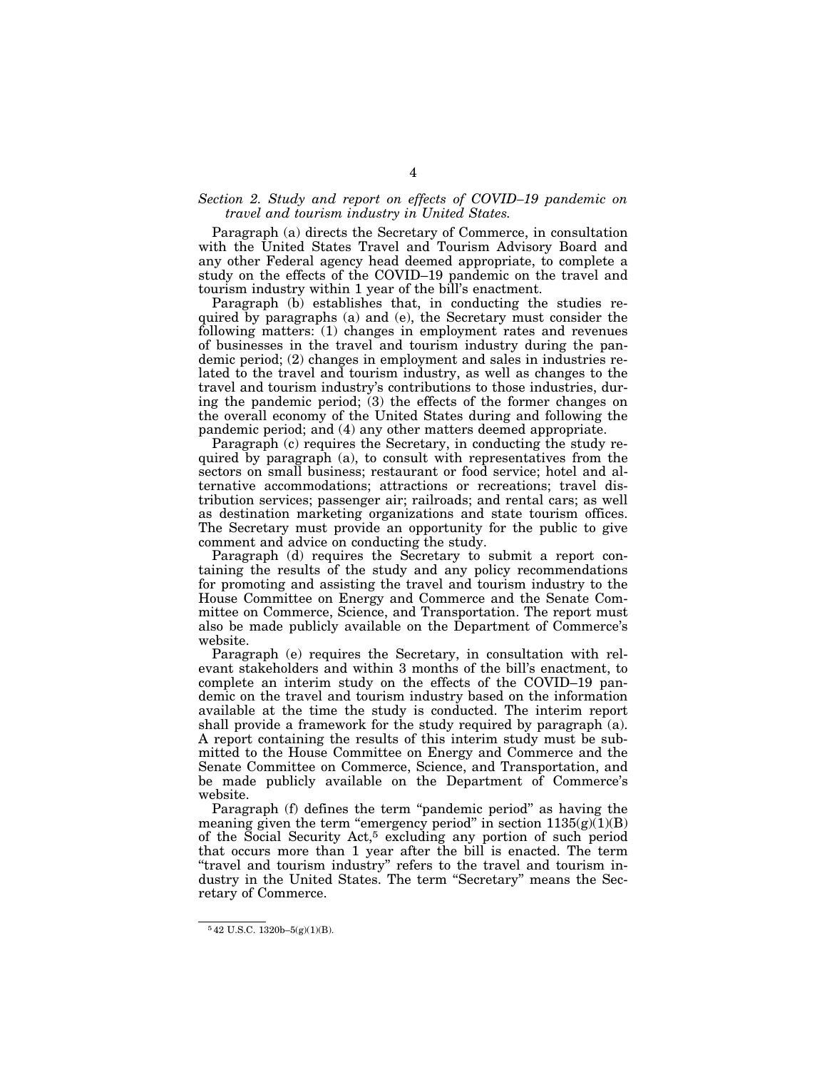*Section 2. Study and report on effects of COVID–19 pandemic on travel and tourism industry in United States.*

Paragraph (a) directs the Secretary of Commerce, in consultation with the United States Travel and Tourism Advisory Board and any other Federal agency head deemed appropriate, to complete a study on the effects of the COVID–19 pandemic on the travel and tourism industry within 1 year of the bill's enactment.

Paragraph (b) establishes that, in conducting the studies required by paragraphs (a) and (e), the Secretary must consider the following matters: (1) changes in employment rates and revenues of businesses in the travel and tourism industry during the pandemic period; (2) changes in employment and sales in industries related to the travel and tourism industry, as well as changes to the travel and tourism industry's contributions to those industries, during the pandemic period; (3) the effects of the former changes on the overall economy of the United States during and following the pandemic period; and (4) any other matters deemed appropriate.

Paragraph (c) requires the Secretary, in conducting the study required by paragraph (a), to consult with representatives from the sectors on small business; restaurant or food service; hotel and alternative accommodations; attractions or recreations; travel distribution services; passenger air; railroads; and rental cars; as well as destination marketing organizations and state tourism offices. The Secretary must provide an opportunity for the public to give comment and advice on conducting the study.

Paragraph (d) requires the Secretary to submit a report containing the results of the study and any policy recommendations for promoting and assisting the travel and tourism industry to the House Committee on Energy and Commerce and the Senate Committee on Commerce, Science, and Transportation. The report must also be made publicly available on the Department of Commerce's website.

Paragraph (e) requires the Secretary, in consultation with relevant stakeholders and within 3 months of the bill's enactment, to complete an interim study on the effects of the COVID–19 pandemic on the travel and tourism industry based on the information available at the time the study is conducted. The interim report shall provide a framework for the study required by paragraph (a). A report containing the results of this interim study must be submitted to the House Committee on Energy and Commerce and the Senate Committee on Commerce, Science, and Transportation, and be made publicly available on the Department of Commerce's website.

Paragraph (f) defines the term "pandemic period" as having the meaning given the term "emergency period" in section 1135(g)(1)(B) of the Social Security Act,[5] excluding any portion of such period that occurs more than 1 year after the bill is enacted. The term "travel and tourism industry" refers to the travel and tourism industry in the United States. The term "Secretary" means the Secretary of Commerce.

---

[5] 42 U.S.C. 1320b–5(g)(1)(B).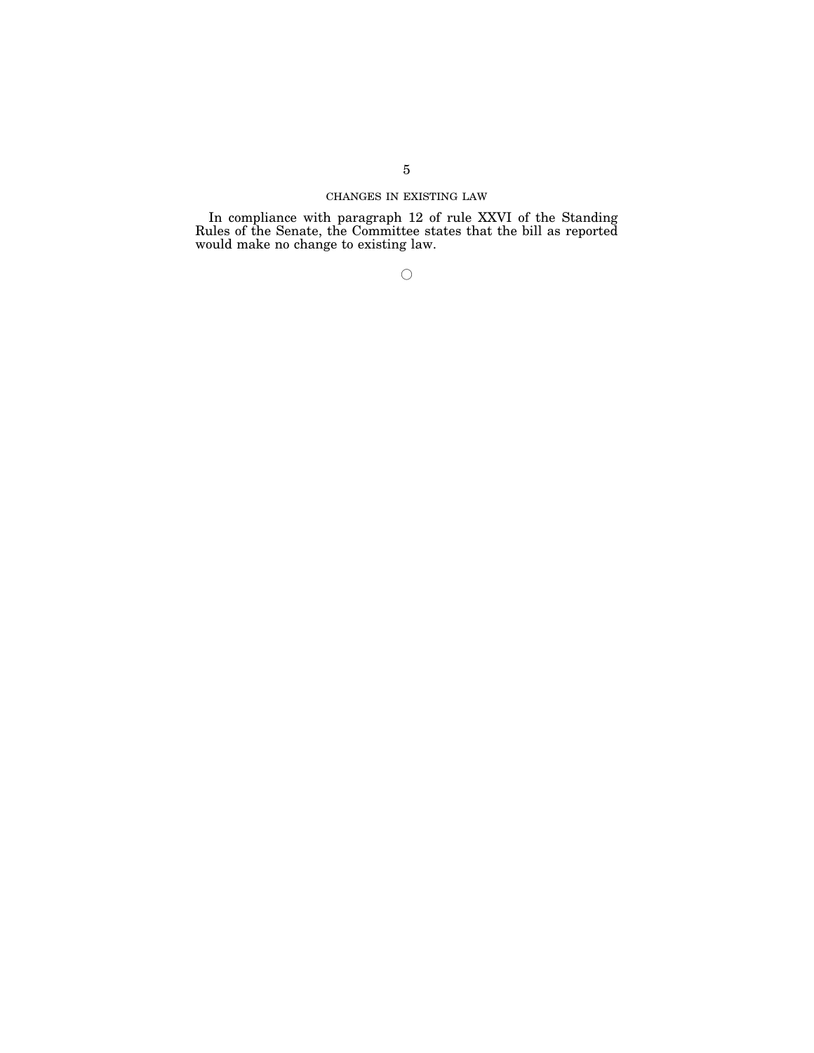## CHANGES IN EXISTING LAW

In compliance with paragraph 12 of rule XXVI of the Standing Rules of the Senate, the Committee states that the bill as reported would make no change to existing law.

○